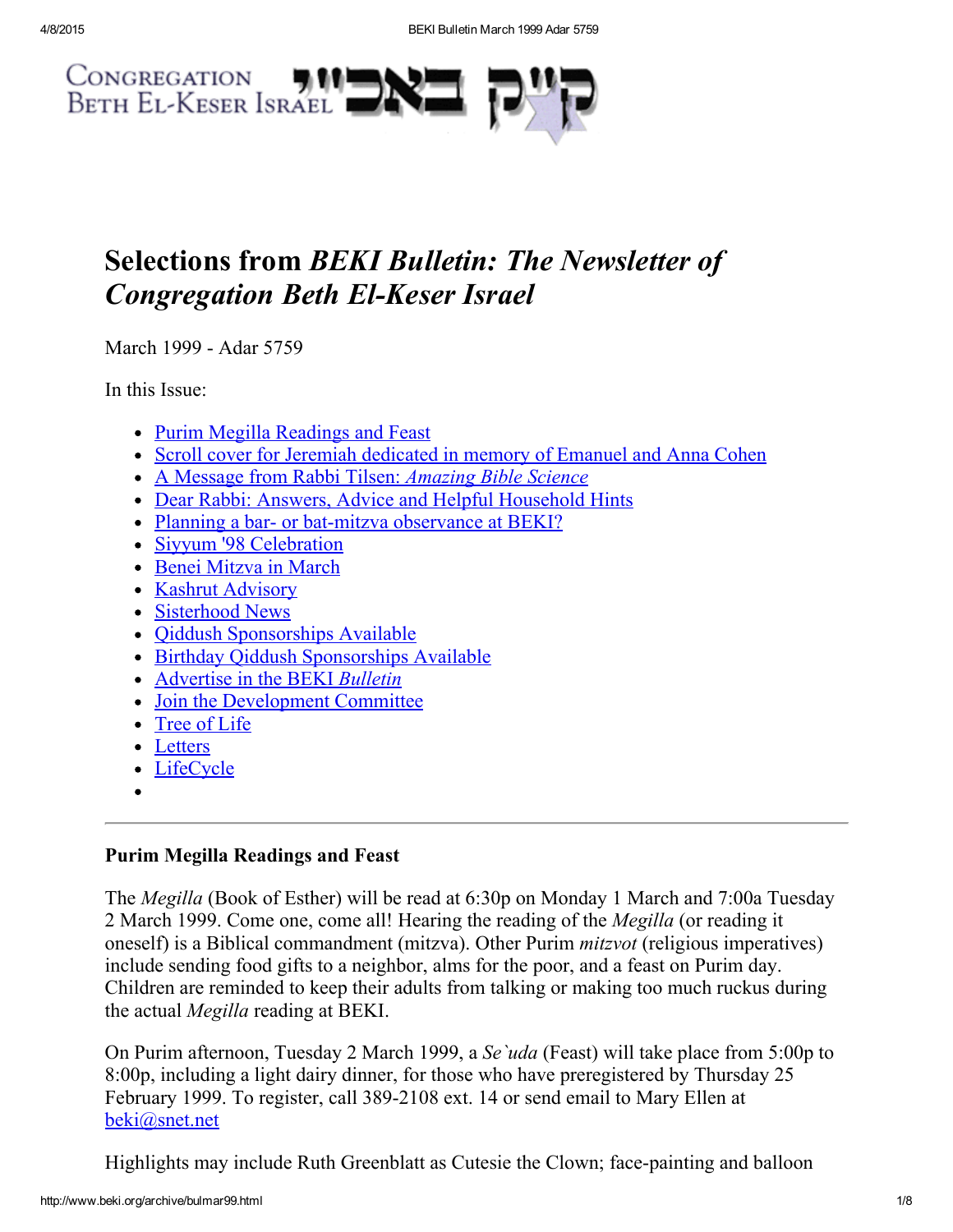Congregation Beth El-Keser Israel קי״ק באבי״י

# Selections from *BEKI Bulletin: The Newsletter of Congregation Beth El-Keser Israel*

March 1999 - Adar 5759

In this Issue:

- Purim Megilla Readings and Feast
- Scroll cover for Jeremiah dedicated in memory of Emanuel and Anna Cohen
- A Message from Rabbi Tilsen: *Amazing Bible Science*
- Dear Rabbi: Answers, Advice and Helpful Household Hints
- Planning a bar- or bat-mitzva observance at BEKI?
- Siyyum '98 Celebration
- Benei Mitzva in March
- Kashrut Advisory
- Sisterhood News
- Qiddush Sponsorships Available
- Birthday Qiddush Sponsorships Available
- Advertise in the BEKI *Bulletin*
- Join the Development Committee
- Tree of Life
- Letters
- LifeCycle

---

### Purim Megilla Readings and Feast

The *Megilla* (Book of Esther) will be read at 6:30p on Monday 1 March and 7:00a Tuesday 2 March 1999. Come one, come all! Hearing the reading of the *Megilla* (or reading it oneself) is a Biblical commandment (mitzva). Other Purim *mitzvot* (religious imperatives) include sending food gifts to a neighbor, alms for the poor, and a feast on Purim day. Children are reminded to keep their adults from talking or making too much ruckus during the actual *Megilla* reading at BEKI.

On Purim afternoon, Tuesday 2 March 1999, a *Se`uda* (Feast) will take place from 5:00p to 8:00p, including a light dairy dinner, for those who have preregistered by Thursday 25 February 1999. To register, call 389-2108 ext. 14 or send email to Mary Ellen at beki@snet.net

Highlights may include Ruth Greenblatt as Cutesie the Clown; face-painting and balloon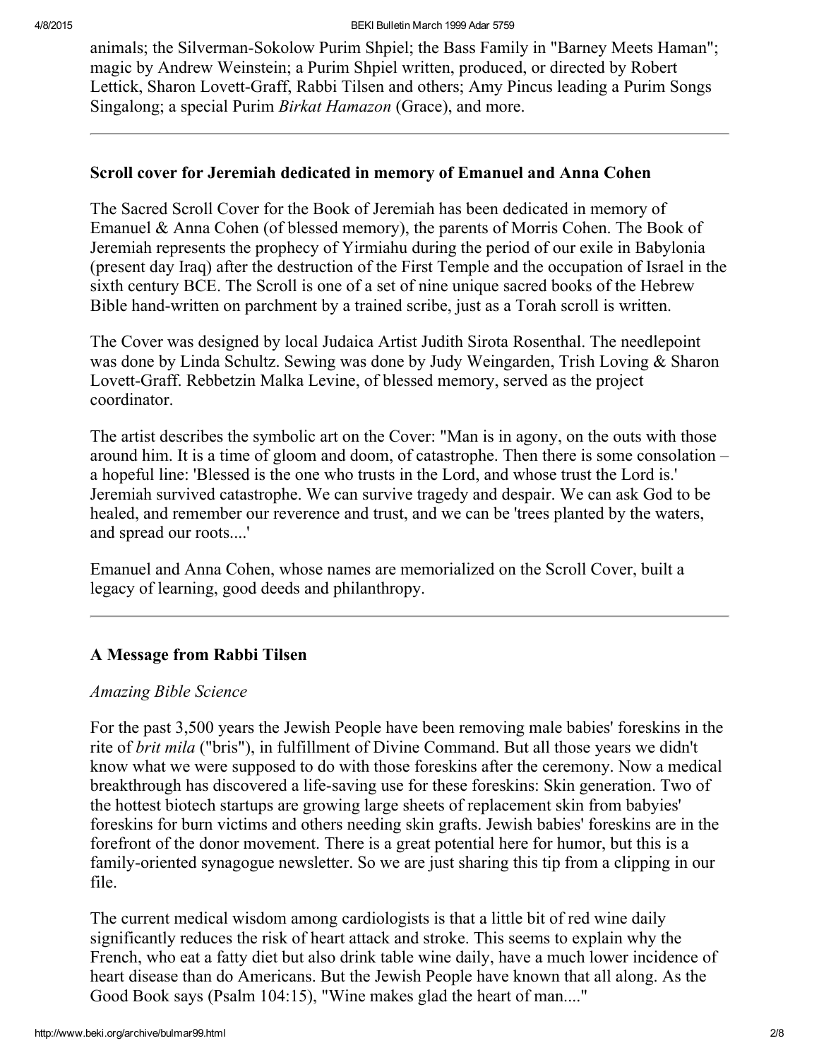animals; the Silverman-Sokolow Purim Shpiel; the Bass Family in "Barney Meets Haman"; magic by Andrew Weinstein; a Purim Shpiel written, produced, or directed by Robert Lettick, Sharon Lovett-Graff, Rabbi Tilsen and others; Amy Pincus leading a Purim Songs Singalong; a special Purim *Birkat Hamazon* (Grace), and more.

---

**Scroll cover for Jeremiah dedicated in memory of Emanuel and Anna Cohen**

The Sacred Scroll Cover for the Book of Jeremiah has been dedicated in memory of Emanuel & Anna Cohen (of blessed memory), the parents of Morris Cohen. The Book of Jeremiah represents the prophecy of Yirmiahu during the period of our exile in Babylonia (present day Iraq) after the destruction of the First Temple and the occupation of Israel in the sixth century BCE. The Scroll is one of a set of nine unique sacred books of the Hebrew Bible hand-written on parchment by a trained scribe, just as a Torah scroll is written.

The Cover was designed by local Judaica Artist Judith Sirota Rosenthal. The needlepoint was done by Linda Schultz. Sewing was done by Judy Weingarden, Trish Loving & Sharon Lovett-Graff. Rebbetzin Malka Levine, of blessed memory, served as the project coordinator.

The artist describes the symbolic art on the Cover: "Man is in agony, on the outs with those around him. It is a time of gloom and doom, of catastrophe. Then there is some consolation – a hopeful line: 'Blessed is the one who trusts in the Lord, and whose trust the Lord is.' Jeremiah survived catastrophe. We can survive tragedy and despair. We can ask God to be healed, and remember our reverence and trust, and we can be 'trees planted by the waters, and spread our roots....'

Emanuel and Anna Cohen, whose names are memorialized on the Scroll Cover, built a legacy of learning, good deeds and philanthropy.

---

**A Message from Rabbi Tilsen**

*Amazing Bible Science*

For the past 3,500 years the Jewish People have been removing male babies' foreskins in the rite of *brit mila* ("bris"), in fulfillment of Divine Command. But all those years we didn't know what we were supposed to do with those foreskins after the ceremony. Now a medical breakthrough has discovered a life-saving use for these foreskins: Skin generation. Two of the hottest biotech startups are growing large sheets of replacement skin from babyies' foreskins for burn victims and others needing skin grafts. Jewish babies' foreskins are in the forefront of the donor movement. There is a great potential here for humor, but this is a family-oriented synagogue newsletter. So we are just sharing this tip from a clipping in our file.

The current medical wisdom among cardiologists is that a little bit of red wine daily significantly reduces the risk of heart attack and stroke. This seems to explain why the French, who eat a fatty diet but also drink table wine daily, have a much lower incidence of heart disease than do Americans. But the Jewish People have known that all along. As the Good Book says (Psalm 104:15), "Wine makes glad the heart of man...."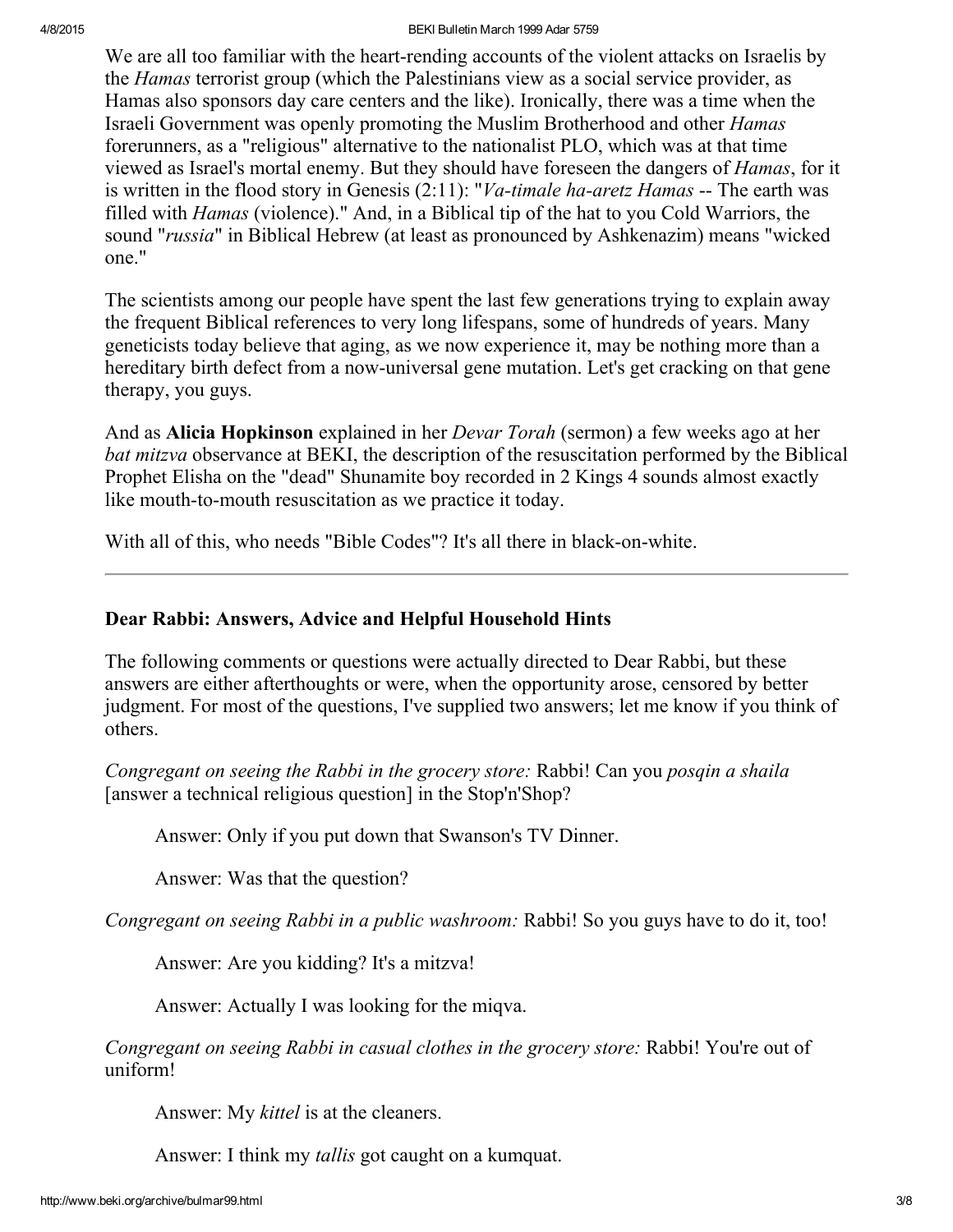We are all too familiar with the heart-rending accounts of the violent attacks on Israelis by the *Hamas* terrorist group (which the Palestinians view as a social service provider, as Hamas also sponsors day care centers and the like). Ironically, there was a time when the Israeli Government was openly promoting the Muslim Brotherhood and other *Hamas* forerunners, as a "religious" alternative to the nationalist PLO, which was at that time viewed as Israel's mortal enemy. But they should have foreseen the dangers of *Hamas*, for it is written in the flood story in Genesis (2:11): "*Va-timale ha-aretz Hamas* -- The earth was filled with *Hamas* (violence)." And, in a Biblical tip of the hat to you Cold Warriors, the sound "*russia*" in Biblical Hebrew (at least as pronounced by Ashkenazim) means "wicked one."

The scientists among our people have spent the last few generations trying to explain away the frequent Biblical references to very long lifespans, some of hundreds of years. Many geneticists today believe that aging, as we now experience it, may be nothing more than a hereditary birth defect from a now-universal gene mutation. Let's get cracking on that gene therapy, you guys.

And as **Alicia Hopkinson** explained in her *Devar Torah* (sermon) a few weeks ago at her *bat mitzva* observance at BEKI, the description of the resuscitation performed by the Biblical Prophet Elisha on the "dead" Shunamite boy recorded in 2 Kings 4 sounds almost exactly like mouth-to-mouth resuscitation as we practice it today.

With all of this, who needs "Bible Codes"? It's all there in black-on-white.

---

### Dear Rabbi: Answers, Advice and Helpful Household Hints

The following comments or questions were actually directed to Dear Rabbi, but these answers are either afterthoughts or were, when the opportunity arose, censored by better judgment. For most of the questions, I've supplied two answers; let me know if you think of others.

*Congregant on seeing the Rabbi in the grocery store:* Rabbi! Can you *posqin a shaila* [answer a technical religious question] in the Stop'n'Shop?

> Answer: Only if you put down that Swanson's TV Dinner.
>
> Answer: Was that the question?

*Congregant on seeing Rabbi in a public washroom:* Rabbi! So you guys have to do it, too!

> Answer: Are you kidding? It's a mitzva!
>
> Answer: Actually I was looking for the miqva.

*Congregant on seeing Rabbi in casual clothes in the grocery store:* Rabbi! You're out of uniform!

> Answer: My *kittel* is at the cleaners.
>
> Answer: I think my *tallis* got caught on a kumquat.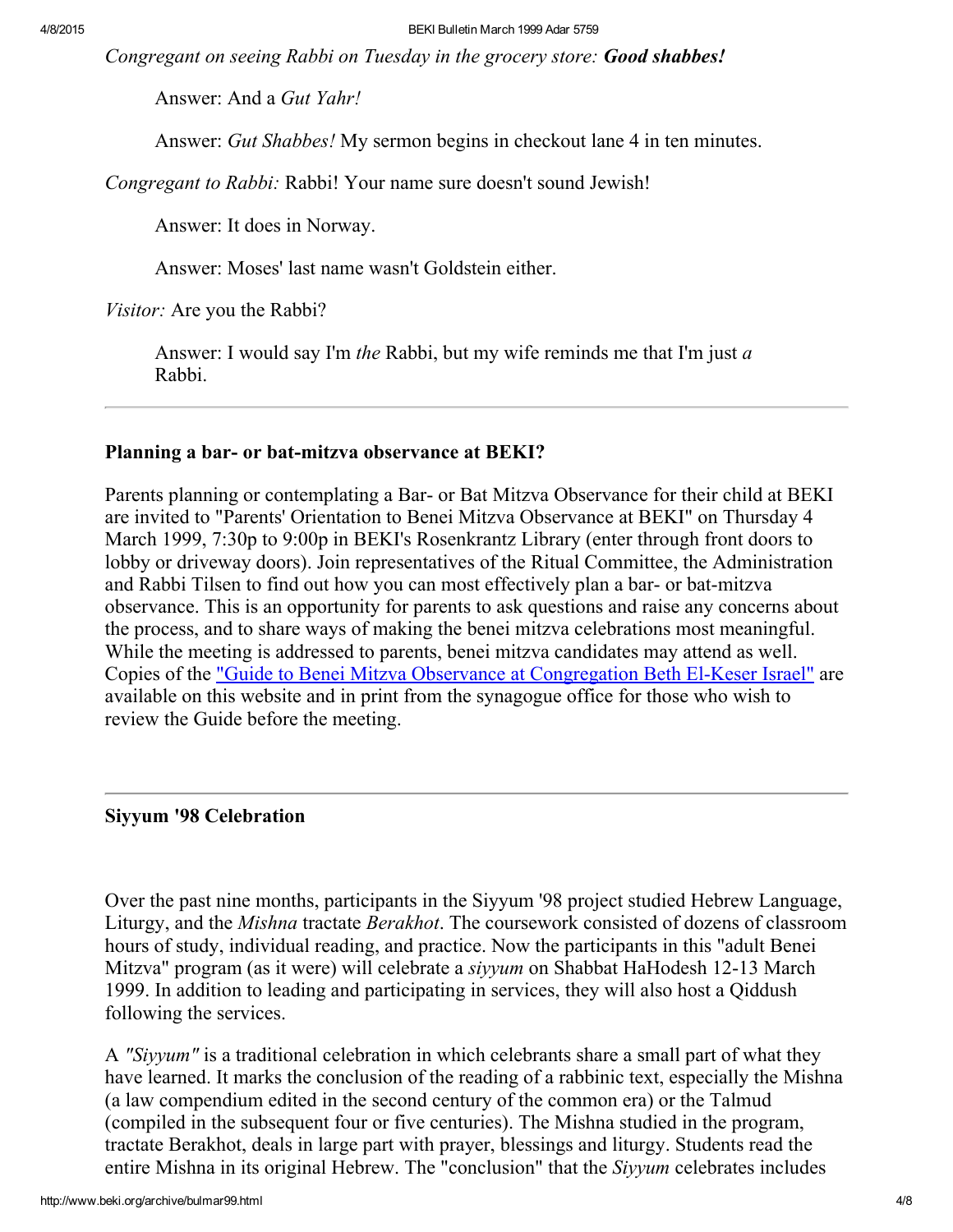*Congregant on seeing Rabbi on Tuesday in the grocery store:* ***Good shabbes!***

> Answer: And a *Gut Yahr!*
>
> Answer: *Gut Shabbes!* My sermon begins in checkout lane 4 in ten minutes.

*Congregant to Rabbi:* Rabbi! Your name sure doesn't sound Jewish!

> Answer: It does in Norway.
>
> Answer: Moses' last name wasn't Goldstein either.

*Visitor:* Are you the Rabbi?

> Answer: I would say I'm *the* Rabbi, but my wife reminds me that I'm just *a* Rabbi.

---

### Planning a bar- or bat-mitzva observance at BEKI?

Parents planning or contemplating a Bar- or Bat Mitzva Observance for their child at BEKI are invited to "Parents' Orientation to Benei Mitzva Observance at BEKI" on Thursday 4 March 1999, 7:30p to 9:00p in BEKI's Rosenkrantz Library (enter through front doors to lobby or driveway doors). Join representatives of the Ritual Committee, the Administration and Rabbi Tilsen to find out how you can most effectively plan a bar- or bat-mitzva observance. This is an opportunity for parents to ask questions and raise any concerns about the process, and to share ways of making the benei mitzva celebrations most meaningful. While the meeting is addressed to parents, benei mitzva candidates may attend as well. Copies of the "Guide to Benei Mitzva Observance at Congregation Beth El-Keser Israel" are available on this website and in print from the synagogue office for those who wish to review the Guide before the meeting.

---

### Siyyum '98 Celebration

Over the past nine months, participants in the Siyyum '98 project studied Hebrew Language, Liturgy, and the *Mishna* tractate *Berakhot*. The coursework consisted of dozens of classroom hours of study, individual reading, and practice. Now the participants in this "adult Benei Mitzva" program (as it were) will celebrate a *siyyum* on Shabbat HaHodesh 12-13 March 1999. In addition to leading and participating in services, they will also host a Qiddush following the services.

A *"Siyyum"* is a traditional celebration in which celebrants share a small part of what they have learned. It marks the conclusion of the reading of a rabbinic text, especially the Mishna (a law compendium edited in the second century of the common era) or the Talmud (compiled in the subsequent four or five centuries). The Mishna studied in the program, tractate Berakhot, deals in large part with prayer, blessings and liturgy. Students read the entire Mishna in its original Hebrew. The "conclusion" that the *Siyyum* celebrates includes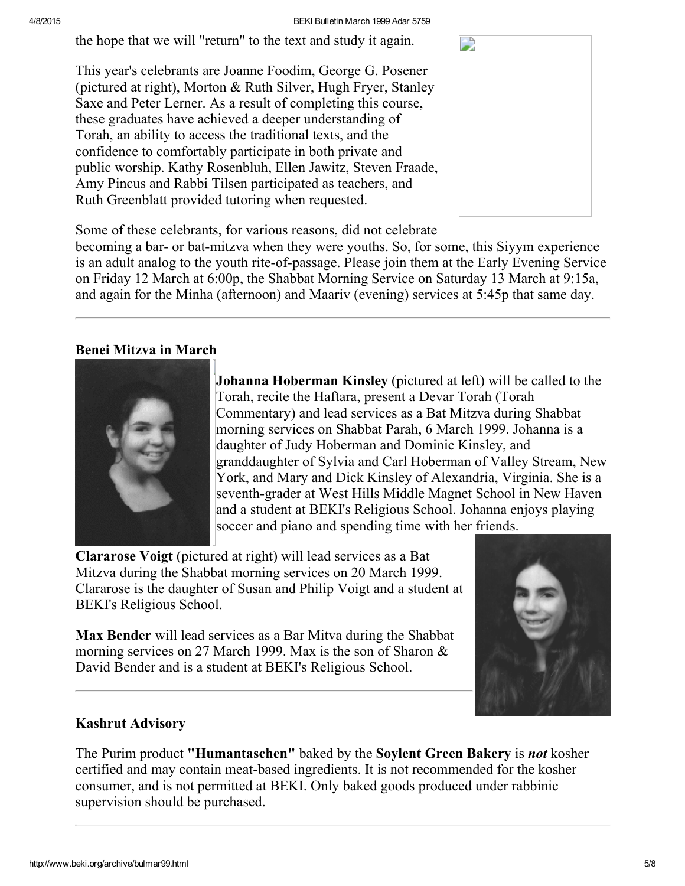the hope that we will "return" to the text and study it again.

This year's celebrants are Joanne Foodim, George G. Posener (pictured at right), Morton & Ruth Silver, Hugh Fryer, Stanley Saxe and Peter Lerner. As a result of completing this course, these graduates have achieved a deeper understanding of Torah, an ability to access the traditional texts, and the confidence to comfortably participate in both private and public worship. Kathy Rosenbluh, Ellen Jawitz, Steven Fraade, Amy Pincus and Rabbi Tilsen participated as teachers, and Ruth Greenblatt provided tutoring when requested.

Some of these celebrants, for various reasons, did not celebrate becoming a bar- or bat-mitzva when they were youths. So, for some, this Siyym experience is an adult analog to the youth rite-of-passage. Please join them at the Early Evening Service on Friday 12 March at 6:00p, the Shabbat Morning Service on Saturday 13 March at 9:15a, and again for the Minha (afternoon) and Maariv (evening) services at 5:45p that same day.

---

### Benei Mitzva in March

**Johanna Hoberman Kinsley** (pictured at left) will be called to the Torah, recite the Haftara, present a Devar Torah (Torah Commentary) and lead services as a Bat Mitzva during Shabbat morning services on Shabbat Parah, 6 March 1999. Johanna is a daughter of Judy Hoberman and Dominic Kinsley, and granddaughter of Sylvia and Carl Hoberman of Valley Stream, New York, and Mary and Dick Kinsley of Alexandria, Virginia. She is a seventh-grader at West Hills Middle Magnet School in New Haven and a student at BEKI's Religious School. Johanna enjoys playing soccer and piano and spending time with her friends.

**Clararose Voigt** (pictured at right) will lead services as a Bat Mitzva during the Shabbat morning services on 20 March 1999. Clararose is the daughter of Susan and Philip Voigt and a student at BEKI's Religious School.

**Max Bender** will lead services as a Bar Mitva during the Shabbat morning services on 27 March 1999. Max is the son of Sharon & David Bender and is a student at BEKI's Religious School.

---

### Kashrut Advisory

The Purim product **"Humantaschen"** baked by the **Soylent Green Bakery** is ***not*** kosher certified and may contain meat-based ingredients. It is not recommended for the kosher consumer, and is not permitted at BEKI. Only baked goods produced under rabbinic supervision should be purchased.

---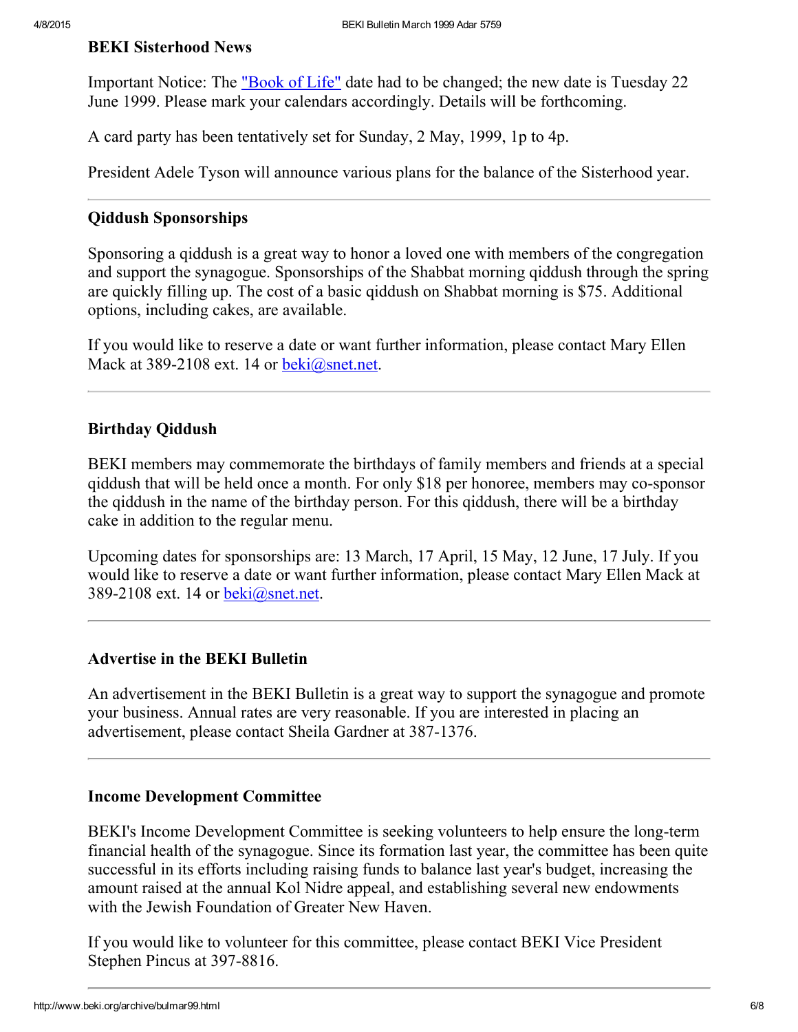### BEKI Sisterhood News

Important Notice: The "Book of Life" date had to be changed; the new date is Tuesday 22 June 1999. Please mark your calendars accordingly. Details will be forthcoming.

A card party has been tentatively set for Sunday, 2 May, 1999, 1p to 4p.

President Adele Tyson will announce various plans for the balance of the Sisterhood year.

---

### Qiddush Sponsorships

Sponsoring a qiddush is a great way to honor a loved one with members of the congregation and support the synagogue. Sponsorships of the Shabbat morning qiddush through the spring are quickly filling up. The cost of a basic qiddush on Shabbat morning is $75. Additional options, including cakes, are available.

If you would like to reserve a date or want further information, please contact Mary Ellen Mack at 389-2108 ext. 14 or beki@snet.net.

---

### Birthday Qiddush

BEKI members may commemorate the birthdays of family members and friends at a special qiddush that will be held once a month. For only $18 per honoree, members may co-sponsor the qiddush in the name of the birthday person. For this qiddush, there will be a birthday cake in addition to the regular menu.

Upcoming dates for sponsorships are: 13 March, 17 April, 15 May, 12 June, 17 July. If you would like to reserve a date or want further information, please contact Mary Ellen Mack at 389-2108 ext. 14 or beki@snet.net.

---

### Advertise in the BEKI Bulletin

An advertisement in the BEKI Bulletin is a great way to support the synagogue and promote your business. Annual rates are very reasonable. If you are interested in placing an advertisement, please contact Sheila Gardner at 387-1376.

---

### Income Development Committee

BEKI's Income Development Committee is seeking volunteers to help ensure the long-term financial health of the synagogue. Since its formation last year, the committee has been quite successful in its efforts including raising funds to balance last year's budget, increasing the amount raised at the annual Kol Nidre appeal, and establishing several new endowments with the Jewish Foundation of Greater New Haven.

If you would like to volunteer for this committee, please contact BEKI Vice President Stephen Pincus at 397-8816.

---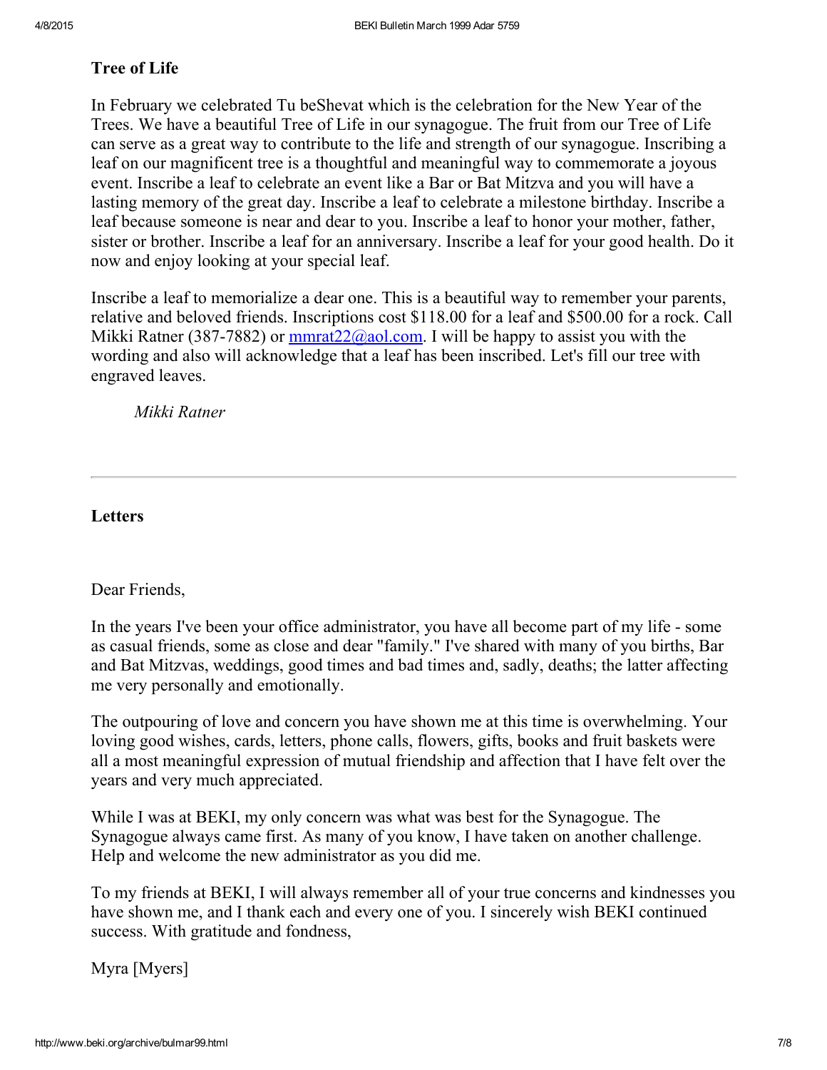## Tree of Life

In February we celebrated Tu beShevat which is the celebration for the New Year of the Trees. We have a beautiful Tree of Life in our synagogue. The fruit from our Tree of Life can serve as a great way to contribute to the life and strength of our synagogue. Inscribing a leaf on our magnificent tree is a thoughtful and meaningful way to commemorate a joyous event. Inscribe a leaf to celebrate an event like a Bar or Bat Mitzva and you will have a lasting memory of the great day. Inscribe a leaf to celebrate a milestone birthday. Inscribe a leaf because someone is near and dear to you. Inscribe a leaf to honor your mother, father, sister or brother. Inscribe a leaf for an anniversary. Inscribe a leaf for your good health. Do it now and enjoy looking at your special leaf.

Inscribe a leaf to memorialize a dear one. This is a beautiful way to remember your parents, relative and beloved friends. Inscriptions cost $118.00 for a leaf and $500.00 for a rock. Call Mikki Ratner (387-7882) or mmrat22@aol.com. I will be happy to assist you with the wording and also will acknowledge that a leaf has been inscribed. Let's fill our tree with engraved leaves.

*Mikki Ratner*

---

## Letters

Dear Friends,

In the years I've been your office administrator, you have all become part of my life - some as casual friends, some as close and dear "family." I've shared with many of you births, Bar and Bat Mitzvas, weddings, good times and bad times and, sadly, deaths; the latter affecting me very personally and emotionally.

The outpouring of love and concern you have shown me at this time is overwhelming. Your loving good wishes, cards, letters, phone calls, flowers, gifts, books and fruit baskets were all a most meaningful expression of mutual friendship and affection that I have felt over the years and very much appreciated.

While I was at BEKI, my only concern was what was best for the Synagogue. The Synagogue always came first. As many of you know, I have taken on another challenge. Help and welcome the new administrator as you did me.

To my friends at BEKI, I will always remember all of your true concerns and kindnesses you have shown me, and I thank each and every one of you. I sincerely wish BEKI continued success. With gratitude and fondness,

Myra [Myers]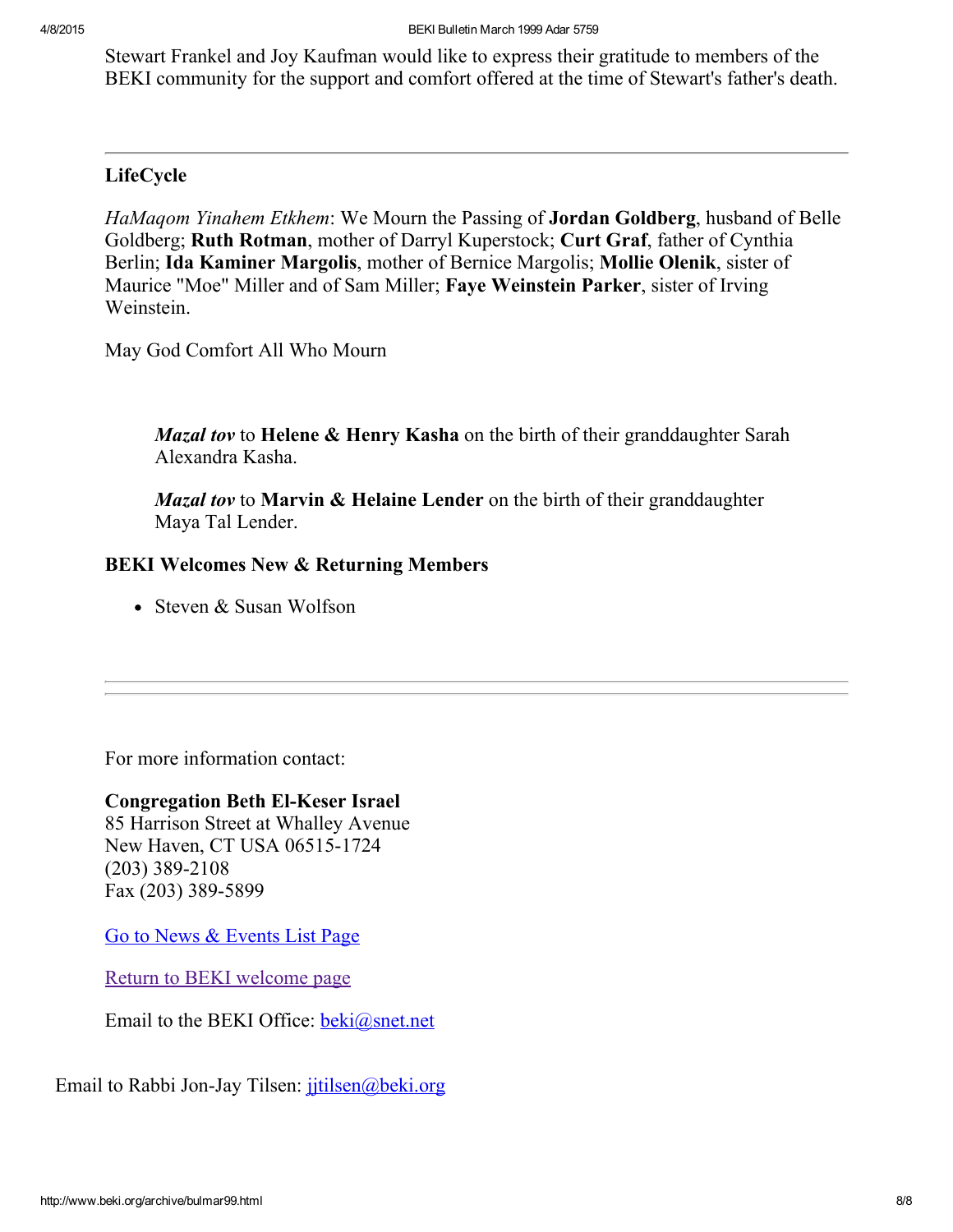Stewart Frankel and Joy Kaufman would like to express their gratitude to members of the BEKI community for the support and comfort offered at the time of Stewart's father's death.

---

### LifeCycle

*HaMaqom Yinahem Etkhem*: We Mourn the Passing of **Jordan Goldberg**, husband of Belle Goldberg; **Ruth Rotman**, mother of Darryl Kuperstock; **Curt Graf**, father of Cynthia Berlin; **Ida Kaminer Margolis**, mother of Bernice Margolis; **Mollie Olenik**, sister of Maurice "Moe" Miller and of Sam Miller; **Faye Weinstein Parker**, sister of Irving Weinstein.

May God Comfort All Who Mourn

> ***Mazal tov*** to **Helene & Henry Kasha** on the birth of their granddaughter Sarah Alexandra Kasha.
>
> ***Mazal tov*** to **Marvin & Helaine Lender** on the birth of their granddaughter Maya Tal Lender.

### BEKI Welcomes New & Returning Members

- Steven & Susan Wolfson

---

---

For more information contact:

**Congregation Beth El-Keser Israel**
85 Harrison Street at Whalley Avenue
New Haven, CT USA 06515-1724
(203) 389-2108
Fax (203) 389-5899

Go to News & Events List Page

Return to BEKI welcome page

Email to the BEKI Office: beki@snet.net

Email to Rabbi Jon-Jay Tilsen: jjtilsen@beki.org